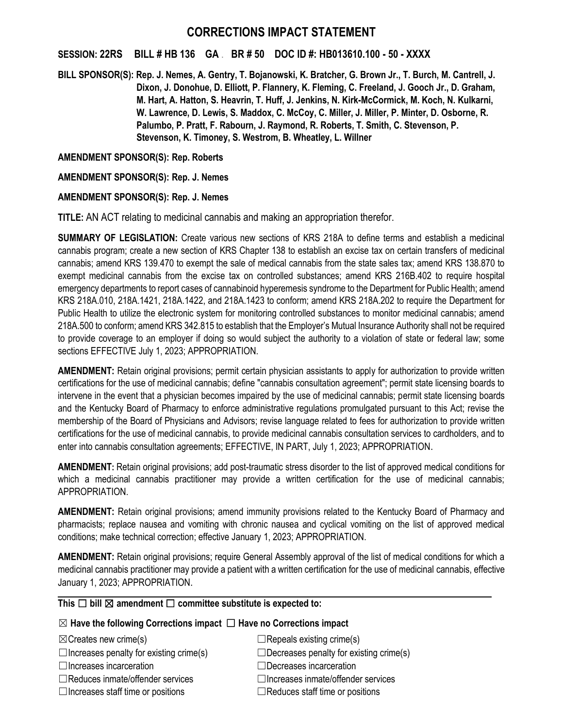# CORRECTIONS IMPACT STATEMENT

**SESSION: 22RS BILL # HB 136 GA . BR # 50 DOC ID #: HB013610.100 - 50 - XXXX**

**BILL SPONSOR(S): Rep. J. Nemes, A. Gentry, T. Bojanowski, K. Bratcher, G. Brown Jr., T. Burch, M. Cantrell, J. Dixon, J. Donohue, D. Elliott, P. Flannery, K. Fleming, C. Freeland, J. Gooch Jr., D. Graham, M. Hart, A. Hatton, S. Heavrin, T. Huff, J. Jenkins, N. Kirk-McCormick, M. Koch, N. Kulkarni, W. Lawrence, D. Lewis, S. Maddox, C. McCoy, C. Miller, J. Miller, P. Minter, D. Osborne, R. Palumbo, P. Pratt, F. Rabourn, J. Raymond, R. Roberts, T. Smith, C. Stevenson, P. Stevenson, K. Timoney, S. Westrom, B. Wheatley, L. Willner**

**AMENDMENT SPONSOR(S): Rep. Roberts**

**AMENDMENT SPONSOR(S): Rep. J. Nemes**

**AMENDMENT SPONSOR(S): Rep. J. Nemes**

**TITLE:** AN ACT relating to medicinal cannabis and making an appropriation therefor.

**SUMMARY OF LEGISLATION:** Create various new sections of KRS 218A to define terms and establish a medicinal cannabis program; create a new section of KRS Chapter 138 to establish an excise tax on certain transfers of medicinal cannabis; amend KRS 139.470 to exempt the sale of medical cannabis from the state sales tax; amend KRS 138.870 to exempt medicinal cannabis from the excise tax on controlled substances; amend KRS 216B.402 to require hospital emergency departments to report cases of cannabinoid hyperemesis syndrome to the Department for Public Health; amend KRS 218A.010, 218A.1421, 218A.1422, and 218A.1423 to conform; amend KRS 218A.202 to require the Department for Public Health to utilize the electronic system for monitoring controlled substances to monitor medicinal cannabis; amend 218A.500 to conform; amend KRS 342.815 to establish that the Employer's Mutual Insurance Authority shall not be required to provide coverage to an employer if doing so would subject the authority to a violation of state or federal law; some sections EFFECTIVE July 1, 2023; APPROPRIATION.

**AMENDMENT:** Retain original provisions; permit certain physician assistants to apply for authorization to provide written certifications for the use of medicinal cannabis; define "cannabis consultation agreement"; permit state licensing boards to intervene in the event that a physician becomes impaired by the use of medicinal cannabis; permit state licensing boards and the Kentucky Board of Pharmacy to enforce administrative regulations promulgated pursuant to this Act; revise the membership of the Board of Physicians and Advisors; revise language related to fees for authorization to provide written certifications for the use of medicinal cannabis, to provide medicinal cannabis consultation services to cardholders, and to enter into cannabis consultation agreements; EFFECTIVE, IN PART, July 1, 2023; APPROPRIATION.

**AMENDMENT:** Retain original provisions; add post-traumatic stress disorder to the list of approved medical conditions for which a medicinal cannabis practitioner may provide a written certification for the use of medicinal cannabis; APPROPRIATION.

**AMENDMENT:** Retain original provisions; amend immunity provisions related to the Kentucky Board of Pharmacy and pharmacists; replace nausea and vomiting with chronic nausea and cyclical vomiting on the list of approved medical conditions; make technical correction; effective January 1, 2023; APPROPRIATION.

**AMENDMENT:** Retain original provisions; require General Assembly approval of the list of medical conditions for which a medicinal cannabis practitioner may provide a patient with a written certification for the use of medicinal cannabis, effective January 1, 2023; APPROPRIATION.

---

**This ☐ bill ☒ amendment ☐ committee substitute is expected to:**

**☒ Have the following Corrections impact ☐ Have no Corrections impact**

| | |
|---|---|
| ☒Creates new crime(s) | ☐Repeals existing crime(s) |
| ☐Increases penalty for existing crime(s) | ☐Decreases penalty for existing crime(s) |
| ☐Increases incarceration | ☐Decreases incarceration |
| ☐Reduces inmate/offender services | ☐Increases inmate/offender services |
| ☐Increases staff time or positions | ☐Reduces staff time or positions |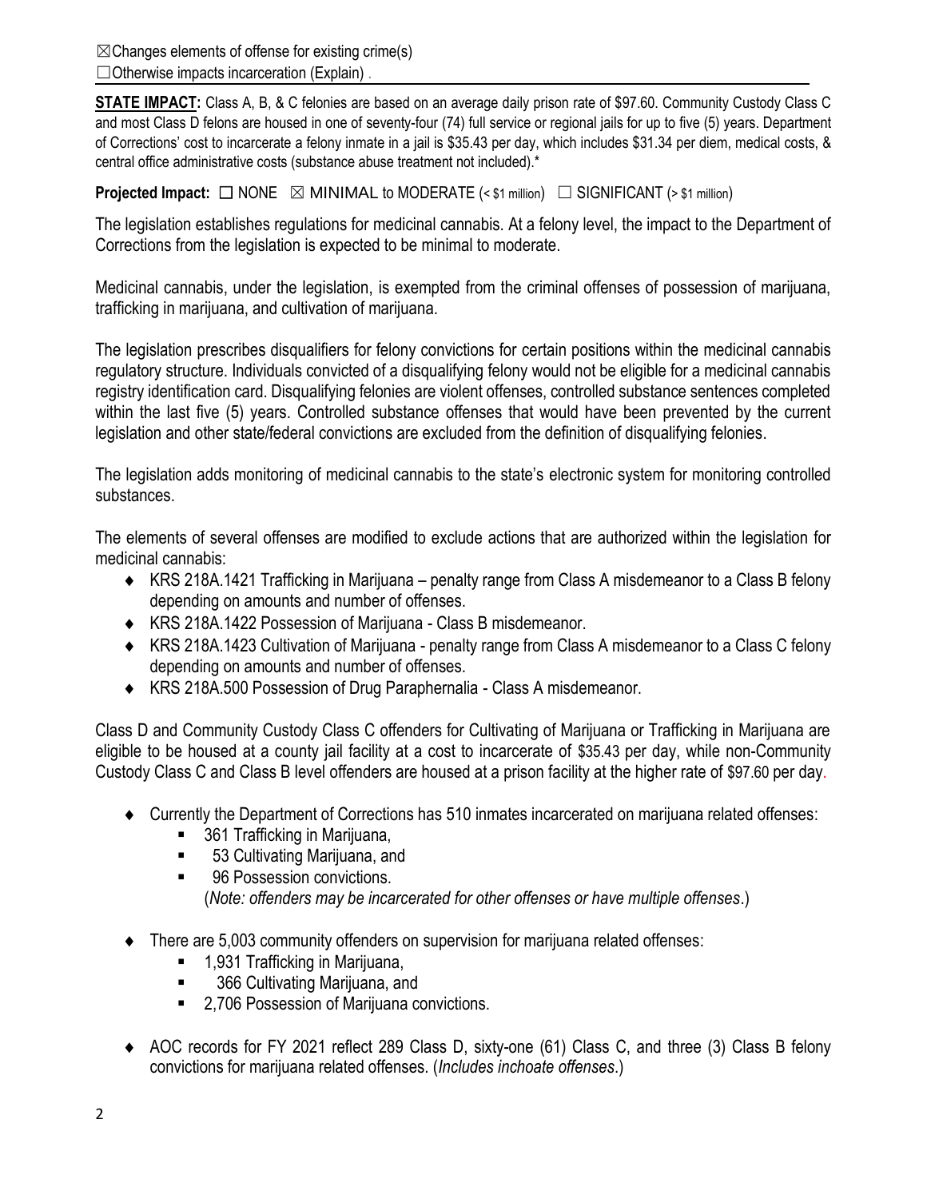☒Changes elements of offense for existing crime(s)
☐Otherwise impacts incarceration (Explain) .

**STATE IMPACT:** Class A, B, & C felonies are based on an average daily prison rate of $97.60. Community Custody Class C and most Class D felons are housed in one of seventy-four (74) full service or regional jails for up to five (5) years. Department of Corrections' cost to incarcerate a felony inmate in a jail is $35.43 per day, which includes $31.34 per diem, medical costs, & central office administrative costs (substance abuse treatment not included).*

**Projected Impact:** ☐ NONE ☒ MINIMAL to MODERATE (< $1 million) ☐ SIGNIFICANT (> $1 million)

The legislation establishes regulations for medicinal cannabis. At a felony level, the impact to the Department of Corrections from the legislation is expected to be minimal to moderate.

Medicinal cannabis, under the legislation, is exempted from the criminal offenses of possession of marijuana, trafficking in marijuana, and cultivation of marijuana.

The legislation prescribes disqualifiers for felony convictions for certain positions within the medicinal cannabis regulatory structure. Individuals convicted of a disqualifying felony would not be eligible for a medicinal cannabis registry identification card. Disqualifying felonies are violent offenses, controlled substance sentences completed within the last five (5) years. Controlled substance offenses that would have been prevented by the current legislation and other state/federal convictions are excluded from the definition of disqualifying felonies.

The legislation adds monitoring of medicinal cannabis to the state's electronic system for monitoring controlled substances.

The elements of several offenses are modified to exclude actions that are authorized within the legislation for medicinal cannabis:

- KRS 218A.1421 Trafficking in Marijuana – penalty range from Class A misdemeanor to a Class B felony depending on amounts and number of offenses.
- KRS 218A.1422 Possession of Marijuana - Class B misdemeanor.
- KRS 218A.1423 Cultivation of Marijuana - penalty range from Class A misdemeanor to a Class C felony depending on amounts and number of offenses.
- KRS 218A.500 Possession of Drug Paraphernalia - Class A misdemeanor.

Class D and Community Custody Class C offenders for Cultivating of Marijuana or Trafficking in Marijuana are eligible to be housed at a county jail facility at a cost to incarcerate of $35.43 per day, while non-Community Custody Class C and Class B level offenders are housed at a prison facility at the higher rate of $97.60 per day.

- Currently the Department of Corrections has 510 inmates incarcerated on marijuana related offenses:
  - 361 Trafficking in Marijuana,
  - 53 Cultivating Marijuana, and
  - 96 Possession convictions.
  
  (*Note: offenders may be incarcerated for other offenses or have multiple offenses*.)

- There are 5,003 community offenders on supervision for marijuana related offenses:
  - 1,931 Trafficking in Marijuana,
  - 366 Cultivating Marijuana, and
  - 2,706 Possession of Marijuana convictions.

- AOC records for FY 2021 reflect 289 Class D, sixty-one (61) Class C, and three (3) Class B felony convictions for marijuana related offenses. (*Includes inchoate offenses*.)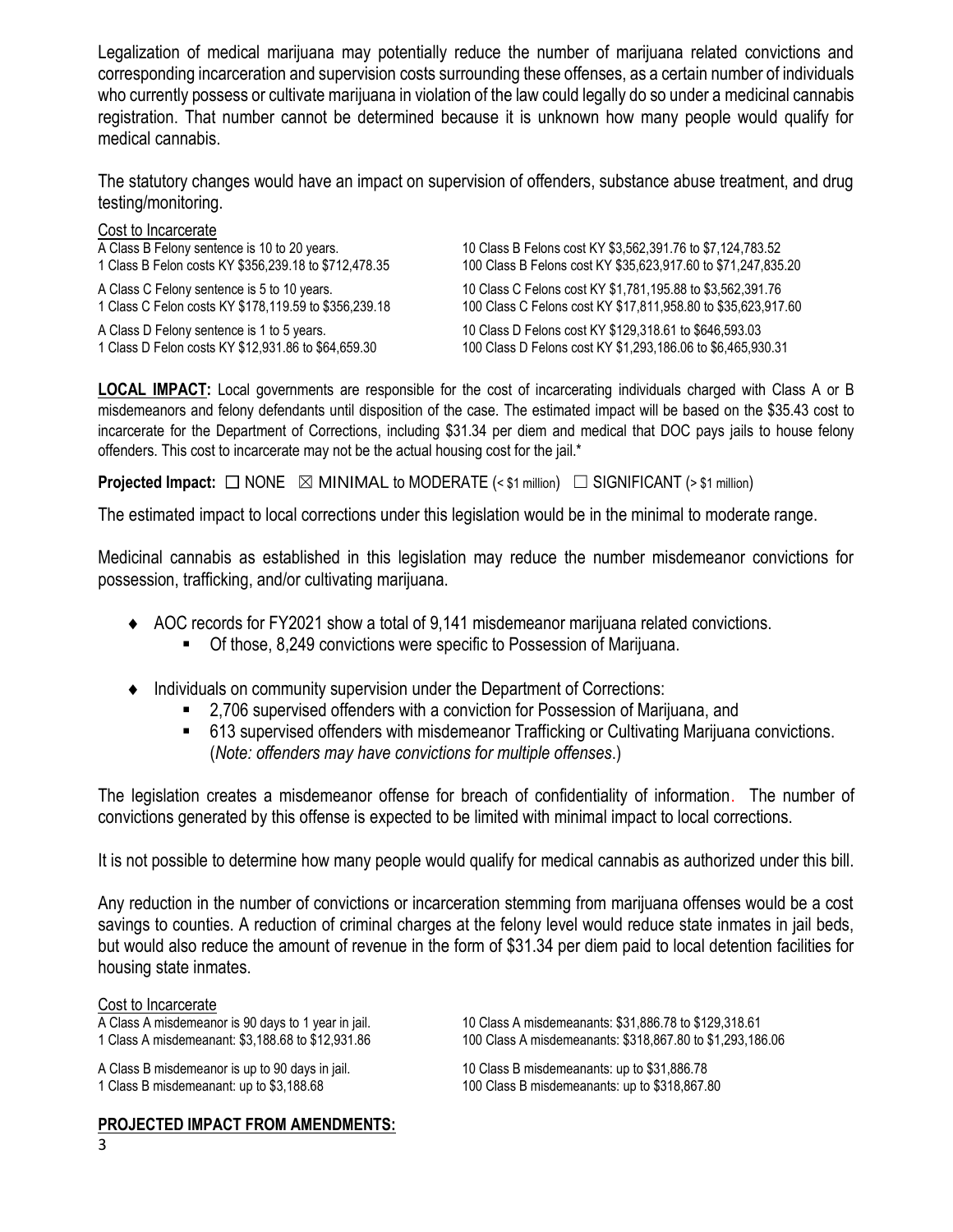Legalization of medical marijuana may potentially reduce the number of marijuana related convictions and corresponding incarceration and supervision costs surrounding these offenses, as a certain number of individuals who currently possess or cultivate marijuana in violation of the law could legally do so under a medicinal cannabis registration. That number cannot be determined because it is unknown how many people would qualify for medical cannabis.

The statutory changes would have an impact on supervision of offenders, substance abuse treatment, and drug testing/monitoring.

Cost to Incarcerate

| | |
|---|---|
| A Class B Felony sentence is 10 to 20 years.<br>1 Class B Felon costs KY $356,239.18 to $712,478.35 | 10 Class B Felons cost KY $3,562,391.76 to $7,124,783.52<br>100 Class B Felons cost KY $35,623,917.60 to $71,247,835.20 |
| A Class C Felony sentence is 5 to 10 years.<br>1 Class C Felon costs KY $178,119.59 to $356,239.18 | 10 Class C Felons cost KY $1,781,195.88 to $3,562,391.76<br>100 Class C Felons cost KY $17,811,958.80 to $35,623,917.60 |
| A Class D Felony sentence is 1 to 5 years.<br>1 Class D Felon costs KY $12,931.86 to $64,659.30 | 10 Class D Felons cost KY $129,318.61 to $646,593.03<br>100 Class D Felons cost KY $1,293,186.06 to $6,465,930.31 |

**LOCAL IMPACT:** Local governments are responsible for the cost of incarcerating individuals charged with Class A or B misdemeanors and felony defendants until disposition of the case. The estimated impact will be based on the $35.43 cost to incarcerate for the Department of Corrections, including $31.34 per diem and medical that DOC pays jails to house felony offenders. This cost to incarcerate may not be the actual housing cost for the jail.*

**Projected Impact:** ☐ NONE ☒ MINIMAL to MODERATE (< $1 million) ☐ SIGNIFICANT (> $1 million)

The estimated impact to local corrections under this legislation would be in the minimal to moderate range.

Medicinal cannabis as established in this legislation may reduce the number misdemeanor convictions for possession, trafficking, and/or cultivating marijuana.

- AOC records for FY2021 show a total of 9,141 misdemeanor marijuana related convictions.
  - Of those, 8,249 convictions were specific to Possession of Marijuana.
- Individuals on community supervision under the Department of Corrections:
  - 2,706 supervised offenders with a conviction for Possession of Marijuana, and
  - 613 supervised offenders with misdemeanor Trafficking or Cultivating Marijuana convictions. (*Note: offenders may have convictions for multiple offenses*.)

The legislation creates a misdemeanor offense for breach of confidentiality of information. The number of convictions generated by this offense is expected to be limited with minimal impact to local corrections.

It is not possible to determine how many people would qualify for medical cannabis as authorized under this bill.

Any reduction in the number of convictions or incarceration stemming from marijuana offenses would be a cost savings to counties. A reduction of criminal charges at the felony level would reduce state inmates in jail beds, but would also reduce the amount of revenue in the form of $31.34 per diem paid to local detention facilities for housing state inmates.

Cost to Incarcerate

| | |
|---|---|
| A Class A misdemeanor is 90 days to 1 year in jail.<br>1 Class A misdemeanant: $3,188.68 to $12,931.86 | 10 Class A misdemeanants: $31,886.78 to $129,318.61<br>100 Class A misdemeanants: $318,867.80 to $1,293,186.06 |
| A Class B misdemeanor is up to 90 days in jail.<br>1 Class B misdemeanant: up to $3,188.68 | 10 Class B misdemeanants: up to $31,886.78<br>100 Class B misdemeanants: up to $318,867.80 |

**PROJECTED IMPACT FROM AMENDMENTS:**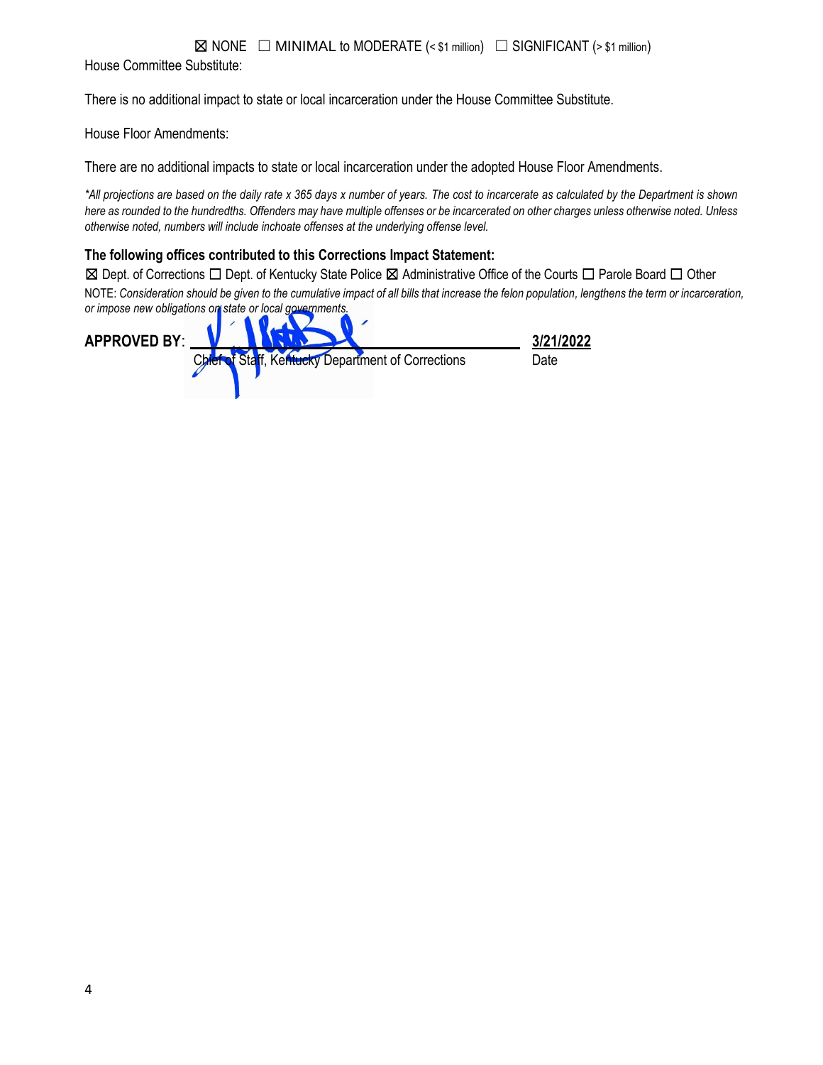☒ NONE ☐ MINIMAL to MODERATE (< $1 million) ☐ SIGNIFICANT (> $1 million)

House Committee Substitute:

There is no additional impact to state or local incarceration under the House Committee Substitute.

House Floor Amendments:

There are no additional impacts to state or local incarceration under the adopted House Floor Amendments.

*\*All projections are based on the daily rate x 365 days x number of years. The cost to incarcerate as calculated by the Department is shown here as rounded to the hundredths. Offenders may have multiple offenses or be incarcerated on other charges unless otherwise noted. Unless otherwise noted, numbers will include inchoate offenses at the underlying offense level.*

**The following offices contributed to this Corrections Impact Statement:**

☒ Dept. of Corrections ☐ Dept. of Kentucky State Police ☒ Administrative Office of the Courts ☐ Parole Board ☐ Other

NOTE: *Consideration should be given to the cumulative impact of all bills that increase the felon population, lengthens the term or incarceration, or impose new obligations on state or local governments.*

**APPROVED BY**: ______________________________ **3/21/2022**

Chief of Staff, Kentucky Department of Corrections Date